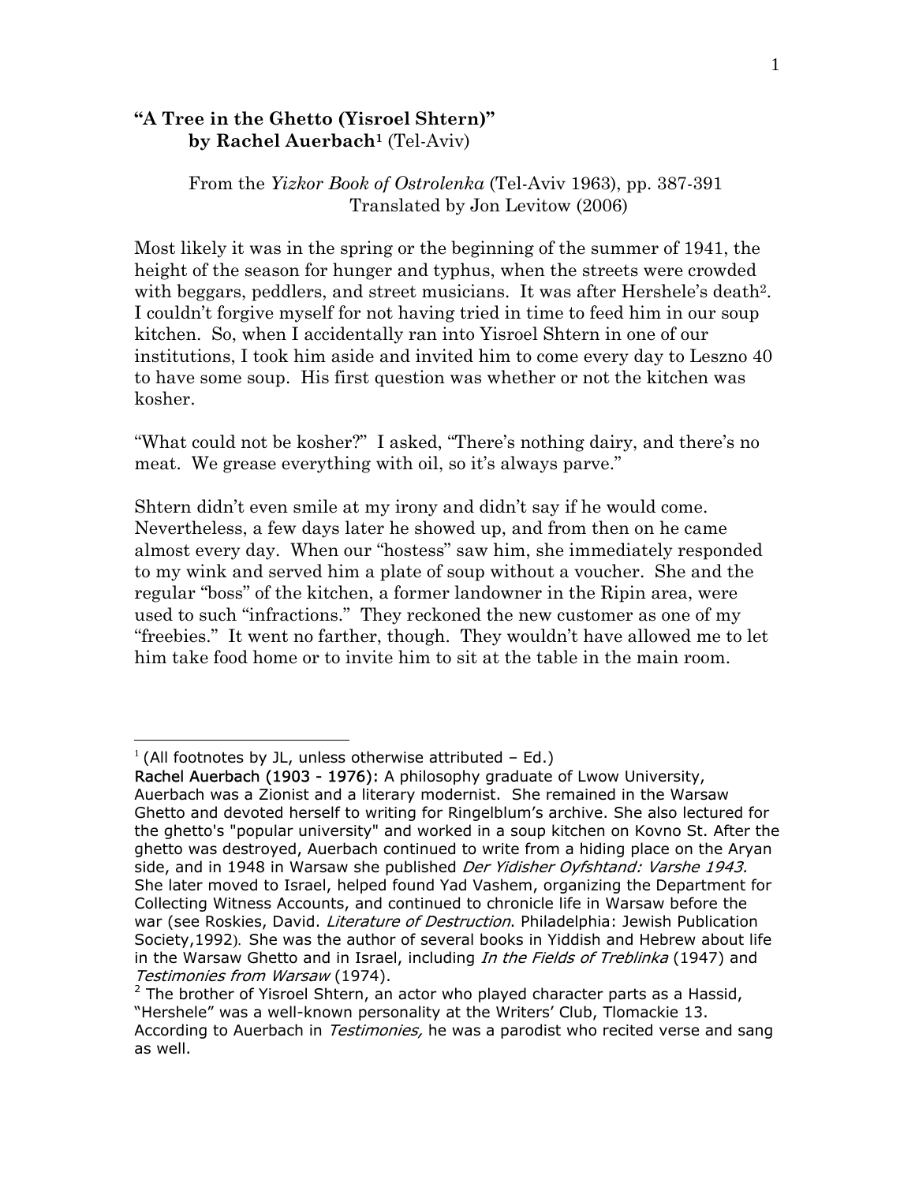## "A Tree in the Ghetto (Yisroel Shtern)" by Rachel Auerbach[1] (Tel-Aviv)

From the *Yizkor Book of Ostrolenka* (Tel-Aviv 1963), pp. 387-391
Translated by Jon Levitow (2006)

Most likely it was in the spring or the beginning of the summer of 1941, the height of the season for hunger and typhus, when the streets were crowded with beggars, peddlers, and street musicians. It was after Hershele's death[2]. I couldn't forgive myself for not having tried in time to feed him in our soup kitchen. So, when I accidentally ran into Yisroel Shtern in one of our institutions, I took him aside and invited him to come every day to Leszno 40 to have some soup. His first question was whether or not the kitchen was kosher.

"What could not be kosher?" I asked, "There's nothing dairy, and there's no meat. We grease everything with oil, so it's always parve."

Shtern didn't even smile at my irony and didn't say if he would come. Nevertheless, a few days later he showed up, and from then on he came almost every day. When our "hostess" saw him, she immediately responded to my wink and served him a plate of soup without a voucher. She and the regular "boss" of the kitchen, a former landowner in the Ripin area, were used to such "infractions." They reckoned the new customer as one of my "freebies." It went no farther, though. They wouldn't have allowed me to let him take food home or to invite him to sit at the table in the main room.

---

[1] (All footnotes by JL, unless otherwise attributed – Ed.)
Rachel Auerbach (1903 - 1976): A philosophy graduate of Lwow University, Auerbach was a Zionist and a literary modernist. She remained in the Warsaw Ghetto and devoted herself to writing for Ringelblum's archive. She also lectured for the ghetto's "popular university" and worked in a soup kitchen on Kovno St. After the ghetto was destroyed, Auerbach continued to write from a hiding place on the Aryan side, and in 1948 in Warsaw she published *Der Yidisher Oyfshtand: Varshe 1943.* She later moved to Israel, helped found Yad Vashem, organizing the Department for Collecting Witness Accounts, and continued to chronicle life in Warsaw before the war (see Roskies, David. *Literature of Destruction*. Philadelphia: Jewish Publication Society,1992). She was the author of several books in Yiddish and Hebrew about life in the Warsaw Ghetto and in Israel, including *In the Fields of Treblinka* (1947) and *Testimonies from Warsaw* (1974).

[2] The brother of Yisroel Shtern, an actor who played character parts as a Hassid, "Hershele" was a well-known personality at the Writers' Club, Tlomackie 13. According to Auerbach in *Testimonies,* he was a parodist who recited verse and sang as well.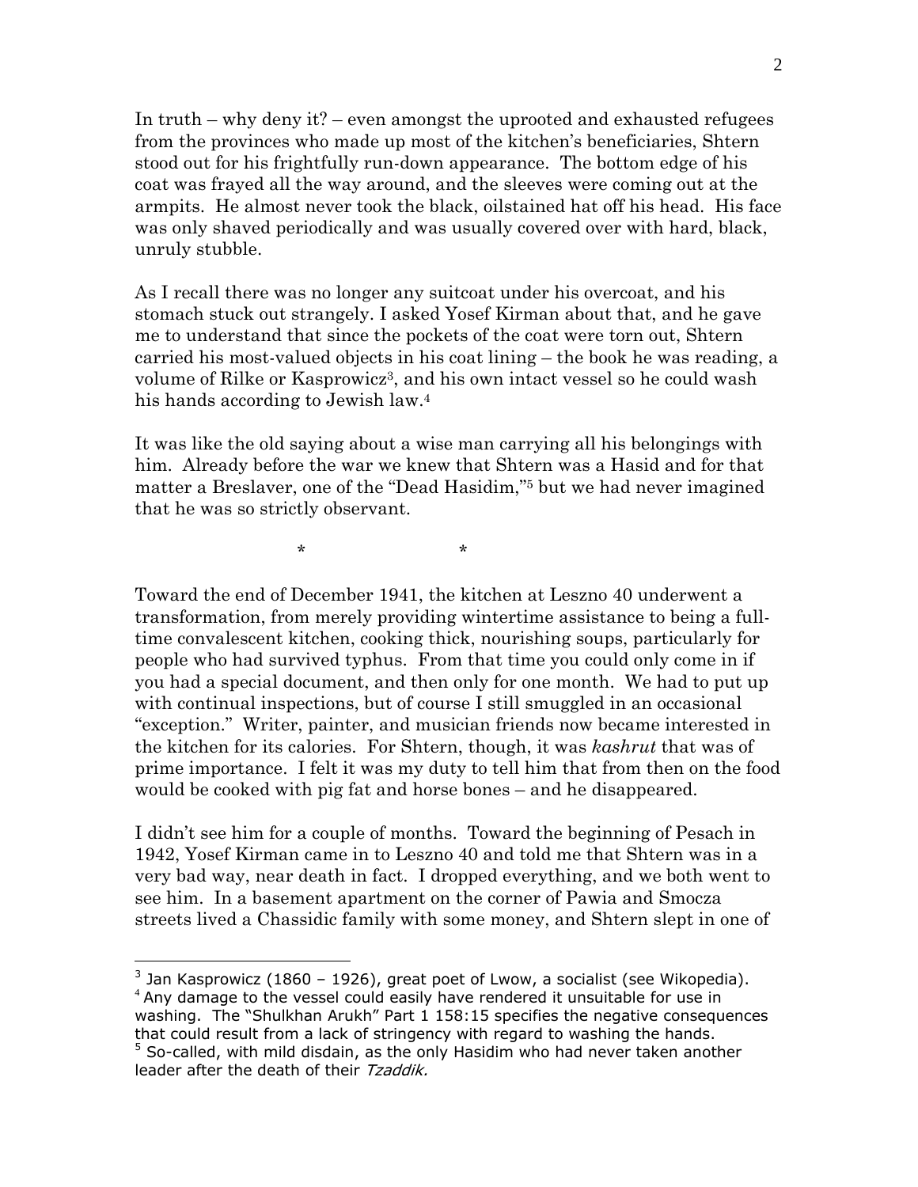In truth – why deny it? – even amongst the uprooted and exhausted refugees from the provinces who made up most of the kitchen's beneficiaries, Shtern stood out for his frightfully run-down appearance. The bottom edge of his coat was frayed all the way around, and the sleeves were coming out at the armpits. He almost never took the black, oilstained hat off his head. His face was only shaved periodically and was usually covered over with hard, black, unruly stubble.

As I recall there was no longer any suitcoat under his overcoat, and his stomach stuck out strangely. I asked Yosef Kirman about that, and he gave me to understand that since the pockets of the coat were torn out, Shtern carried his most-valued objects in his coat lining – the book he was reading, a volume of Rilke or Kasprowicz[3], and his own intact vessel so he could wash his hands according to Jewish law.[4]

It was like the old saying about a wise man carrying all his belongings with him. Already before the war we knew that Shtern was a Hasid and for that matter a Breslaver, one of the "Dead Hasidim,"[5] but we had never imagined that he was so strictly observant.

\* \*

Toward the end of December 1941, the kitchen at Leszno 40 underwent a transformation, from merely providing wintertime assistance to being a full-time convalescent kitchen, cooking thick, nourishing soups, particularly for people who had survived typhus. From that time you could only come in if you had a special document, and then only for one month. We had to put up with continual inspections, but of course I still smuggled in an occasional "exception." Writer, painter, and musician friends now became interested in the kitchen for its calories. For Shtern, though, it was *kashrut* that was of prime importance. I felt it was my duty to tell him that from then on the food would be cooked with pig fat and horse bones – and he disappeared.

I didn't see him for a couple of months. Toward the beginning of Pesach in 1942, Yosef Kirman came in to Leszno 40 and told me that Shtern was in a very bad way, near death in fact. I dropped everything, and we both went to see him. In a basement apartment on the corner of Pawia and Smocza streets lived a Chassidic family with some money, and Shtern slept in one of

---

[3] Jan Kasprowicz (1860 – 1926), great poet of Lwow, a socialist (see Wikopedia).

[4] Any damage to the vessel could easily have rendered it unsuitable for use in washing. The "Shulkhan Arukh" Part 1 158:15 specifies the negative consequences that could result from a lack of stringency with regard to washing the hands.

[5] So-called, with mild disdain, as the only Hasidim who had never taken another leader after the death of their *Tzaddik.*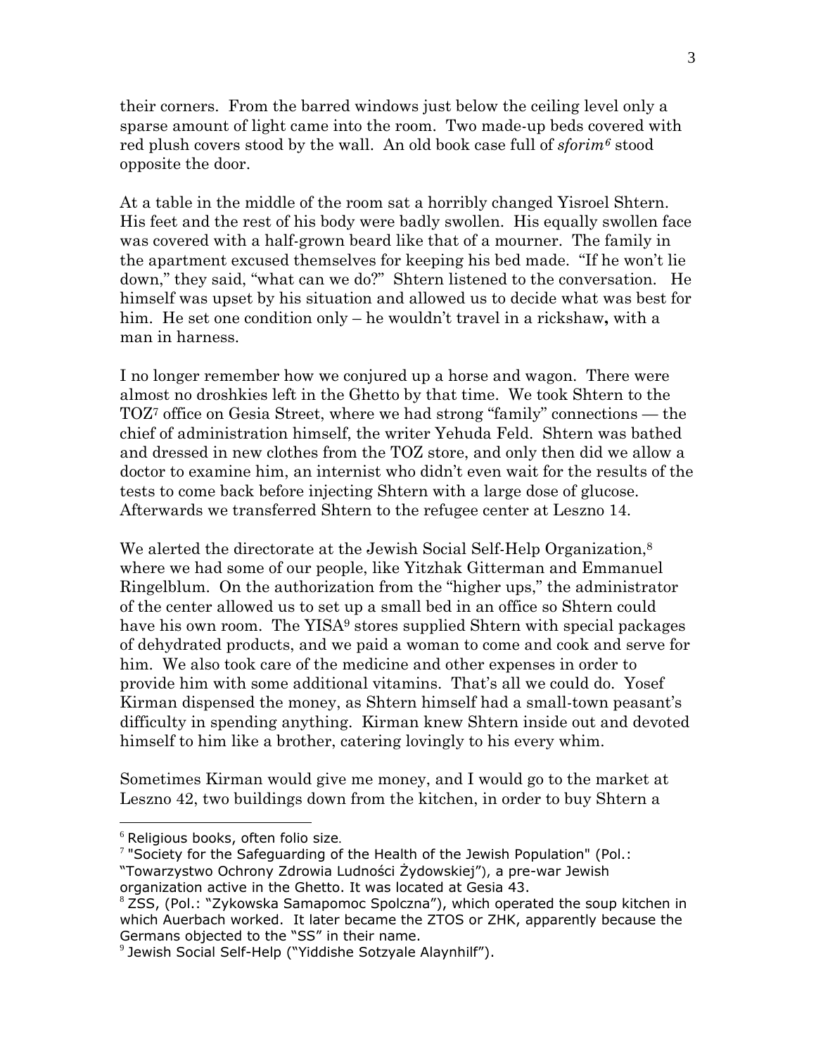their corners. From the barred windows just below the ceiling level only a sparse amount of light came into the room. Two made-up beds covered with red plush covers stood by the wall. An old book case full of *sforim*[6] stood opposite the door.

At a table in the middle of the room sat a horribly changed Yisroel Shtern. His feet and the rest of his body were badly swollen. His equally swollen face was covered with a half-grown beard like that of a mourner. The family in the apartment excused themselves for keeping his bed made. "If he won't lie down," they said, "what can we do?" Shtern listened to the conversation. He himself was upset by his situation and allowed us to decide what was best for him. He set one condition only – he wouldn't travel in a rickshaw**,** with a man in harness.

I no longer remember how we conjured up a horse and wagon. There were almost no droshkies left in the Ghetto by that time. We took Shtern to the TOZ[7] office on Gesia Street, where we had strong "family" connections — the chief of administration himself, the writer Yehuda Feld. Shtern was bathed and dressed in new clothes from the TOZ store, and only then did we allow a doctor to examine him, an internist who didn't even wait for the results of the tests to come back before injecting Shtern with a large dose of glucose. Afterwards we transferred Shtern to the refugee center at Leszno 14.

We alerted the directorate at the Jewish Social Self-Help Organization,[8] where we had some of our people, like Yitzhak Gitterman and Emmanuel Ringelblum. On the authorization from the "higher ups," the administrator of the center allowed us to set up a small bed in an office so Shtern could have his own room. The YISA[9] stores supplied Shtern with special packages of dehydrated products, and we paid a woman to come and cook and serve for him. We also took care of the medicine and other expenses in order to provide him with some additional vitamins. That's all we could do. Yosef Kirman dispensed the money, as Shtern himself had a small-town peasant's difficulty in spending anything. Kirman knew Shtern inside out and devoted himself to him like a brother, catering lovingly to his every whim.

Sometimes Kirman would give me money, and I would go to the market at Leszno 42, two buildings down from the kitchen, in order to buy Shtern a

---

[6] Religious books, often folio size.

[7] "Society for the Safeguarding of the Health of the Jewish Population" (Pol.: "Towarzystwo Ochrony Zdrowia Ludności Żydowskiej"), a pre-war Jewish organization active in the Ghetto. It was located at Gesia 43.

[8] ZSS, (Pol.: "Zykowska Samapomoc Spolczna"), which operated the soup kitchen in which Auerbach worked. It later became the ZTOS or ZHK, apparently because the Germans objected to the "SS" in their name.

[9] Jewish Social Self-Help ("Yiddishe Sotzyale Alaynhilf").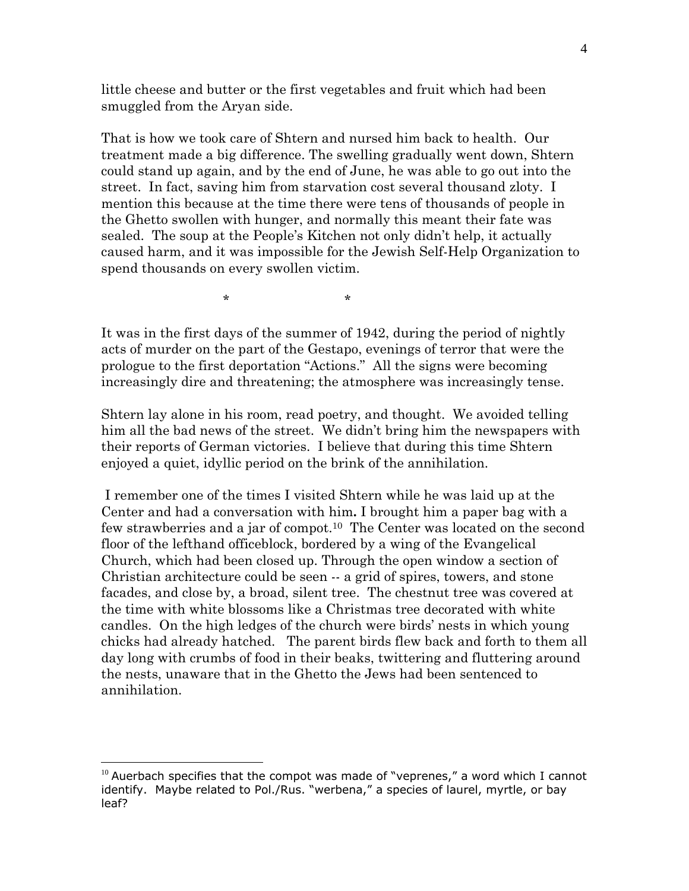little cheese and butter or the first vegetables and fruit which had been smuggled from the Aryan side.

That is how we took care of Shtern and nursed him back to health. Our treatment made a big difference. The swelling gradually went down, Shtern could stand up again, and by the end of June, he was able to go out into the street. In fact, saving him from starvation cost several thousand zloty. I mention this because at the time there were tens of thousands of people in the Ghetto swollen with hunger, and normally this meant their fate was sealed. The soup at the People's Kitchen not only didn't help, it actually caused harm, and it was impossible for the Jewish Self-Help Organization to spend thousands on every swollen victim.

\*　　　　　　　　\*

It was in the first days of the summer of 1942, during the period of nightly acts of murder on the part of the Gestapo, evenings of terror that were the prologue to the first deportation "Actions." All the signs were becoming increasingly dire and threatening; the atmosphere was increasingly tense.

Shtern lay alone in his room, read poetry, and thought. We avoided telling him all the bad news of the street. We didn't bring him the newspapers with their reports of German victories. I believe that during this time Shtern enjoyed a quiet, idyllic period on the brink of the annihilation.

I remember one of the times I visited Shtern while he was laid up at the Center and had a conversation with him**.** I brought him a paper bag with a few strawberries and a jar of compot.[10] The Center was located on the second floor of the lefthand officeblock, bordered by a wing of the Evangelical Church, which had been closed up. Through the open window a section of Christian architecture could be seen -- a grid of spires, towers, and stone facades, and close by, a broad, silent tree. The chestnut tree was covered at the time with white blossoms like a Christmas tree decorated with white candles. On the high ledges of the church were birds' nests in which young chicks had already hatched. The parent birds flew back and forth to them all day long with crumbs of food in their beaks, twittering and fluttering around the nests, unaware that in the Ghetto the Jews had been sentenced to annihilation.

---

[10] Auerbach specifies that the compot was made of "veprenes," a word which I cannot identify. Maybe related to Pol./Rus. "werbena," a species of laurel, myrtle, or bay leaf?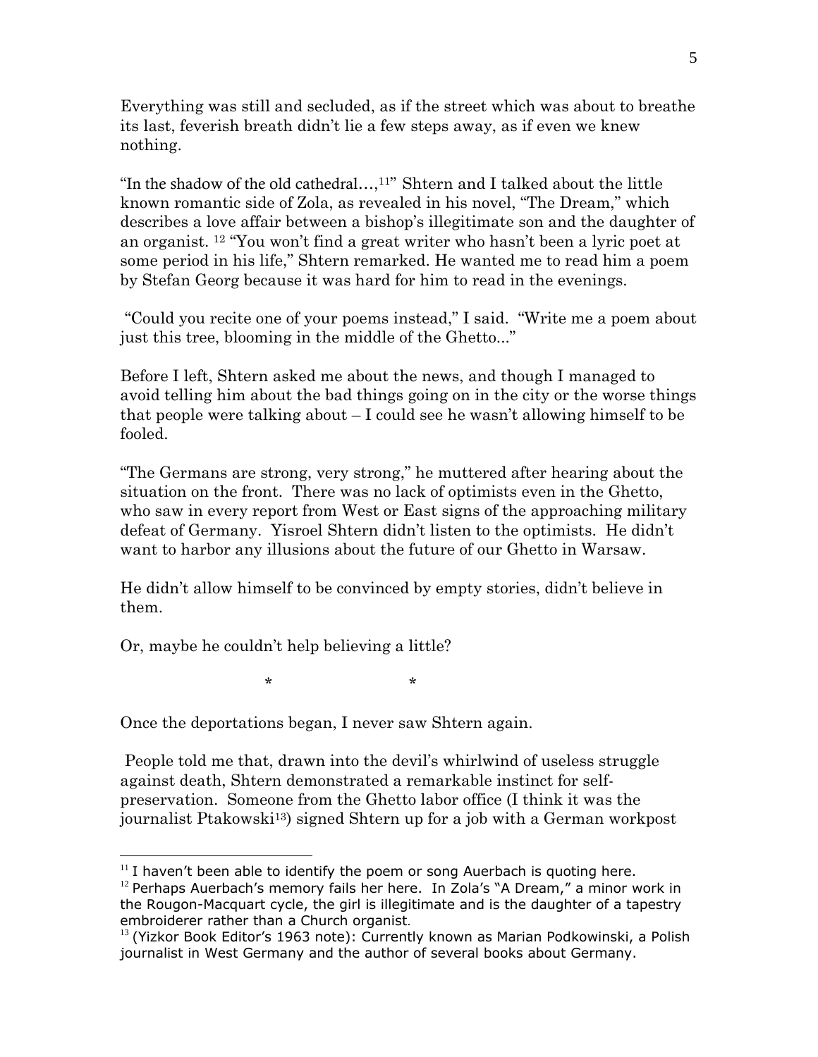Everything was still and secluded, as if the street which was about to breathe its last, feverish breath didn't lie a few steps away, as if even we knew nothing.

"In the shadow of the old cathedral…,[11]" Shtern and I talked about the little known romantic side of Zola, as revealed in his novel, "The Dream," which describes a love affair between a bishop's illegitimate son and the daughter of an organist. [12] "You won't find a great writer who hasn't been a lyric poet at some period in his life," Shtern remarked. He wanted me to read him a poem by Stefan Georg because it was hard for him to read in the evenings.

"Could you recite one of your poems instead," I said. "Write me a poem about just this tree, blooming in the middle of the Ghetto..."

Before I left, Shtern asked me about the news, and though I managed to avoid telling him about the bad things going on in the city or the worse things that people were talking about – I could see he wasn't allowing himself to be fooled.

"The Germans are strong, very strong," he muttered after hearing about the situation on the front. There was no lack of optimists even in the Ghetto, who saw in every report from West or East signs of the approaching military defeat of Germany. Yisroel Shtern didn't listen to the optimists. He didn't want to harbor any illusions about the future of our Ghetto in Warsaw.

He didn't allow himself to be convinced by empty stories, didn't believe in them.

Or, maybe he couldn't help believing a little?

\* \*

Once the deportations began, I never saw Shtern again.

People told me that, drawn into the devil's whirlwind of useless struggle against death, Shtern demonstrated a remarkable instinct for self-preservation. Someone from the Ghetto labor office (I think it was the journalist Ptakowski[13]) signed Shtern up for a job with a German workpost

---

[11] I haven't been able to identify the poem or song Auerbach is quoting here.

[12] Perhaps Auerbach's memory fails her here. In Zola's "A Dream," a minor work in the Rougon-Macquart cycle, the girl is illegitimate and is the daughter of a tapestry embroiderer rather than a Church organist.

[13] (Yizkor Book Editor's 1963 note): Currently known as Marian Podkowinski, a Polish journalist in West Germany and the author of several books about Germany.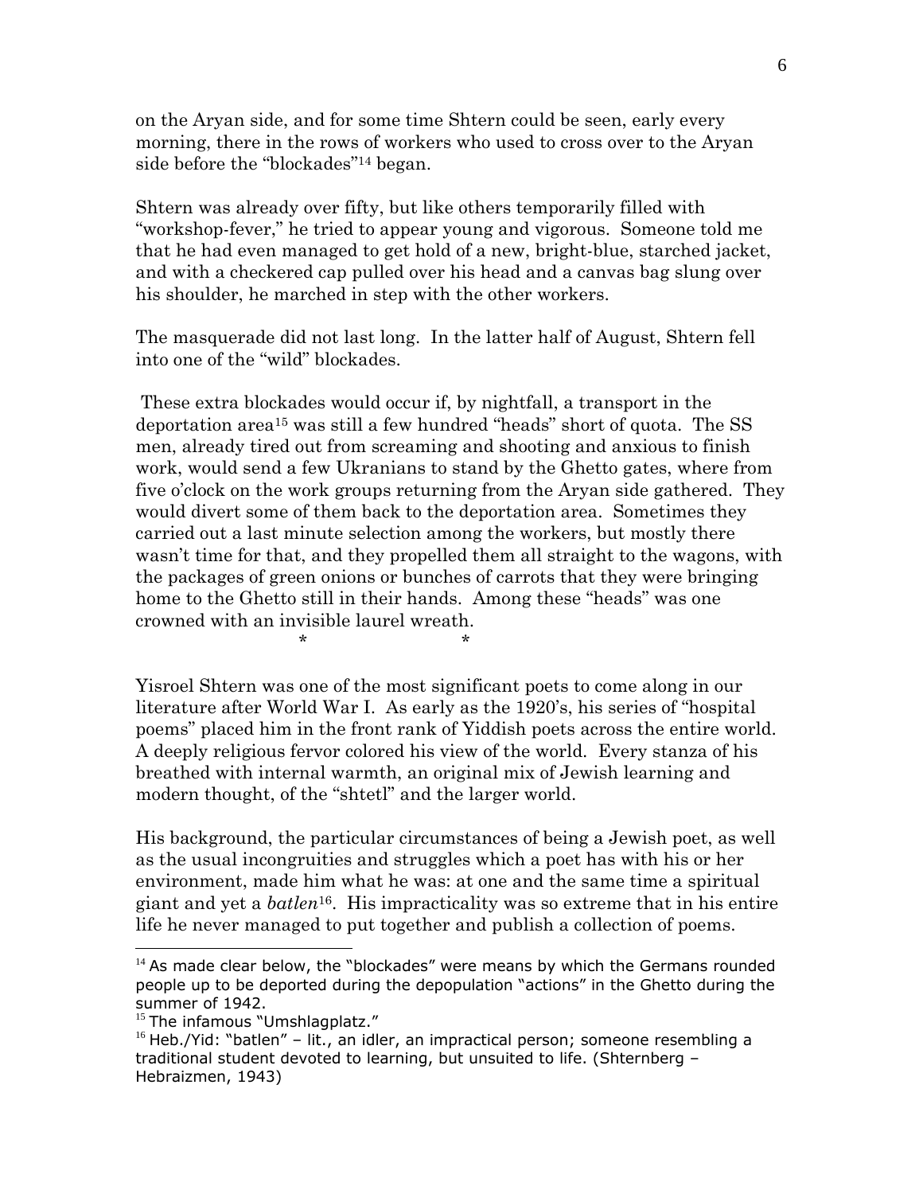on the Aryan side, and for some time Shtern could be seen, early every morning, there in the rows of workers who used to cross over to the Aryan side before the "blockades"[14] began.

Shtern was already over fifty, but like others temporarily filled with "workshop-fever," he tried to appear young and vigorous. Someone told me that he had even managed to get hold of a new, bright-blue, starched jacket, and with a checkered cap pulled over his head and a canvas bag slung over his shoulder, he marched in step with the other workers.

The masquerade did not last long. In the latter half of August, Shtern fell into one of the "wild" blockades.

These extra blockades would occur if, by nightfall, a transport in the deportation area[15] was still a few hundred "heads" short of quota. The SS men, already tired out from screaming and shooting and anxious to finish work, would send a few Ukranians to stand by the Ghetto gates, where from five o'clock on the work groups returning from the Aryan side gathered. They would divert some of them back to the deportation area. Sometimes they carried out a last minute selection among the workers, but mostly there wasn't time for that, and they propelled them all straight to the wagons, with the packages of green onions or bunches of carrots that they were bringing home to the Ghetto still in their hands. Among these "heads" was one crowned with an invisible laurel wreath.

\* \*

Yisroel Shtern was one of the most significant poets to come along in our literature after World War I. As early as the 1920's, his series of "hospital poems" placed him in the front rank of Yiddish poets across the entire world. A deeply religious fervor colored his view of the world. Every stanza of his breathed with internal warmth, an original mix of Jewish learning and modern thought, of the "shtetl" and the larger world.

His background, the particular circumstances of being a Jewish poet, as well as the usual incongruities and struggles which a poet has with his or her environment, made him what he was: at one and the same time a spiritual giant and yet a *batlen*[16]. His impracticality was so extreme that in his entire life he never managed to put together and publish a collection of poems.

---

[14] As made clear below, the "blockades" were means by which the Germans rounded people up to be deported during the depopulation "actions" in the Ghetto during the summer of 1942.

[15] The infamous "Umshlagplatz."

[16] Heb./Yid: "batlen" – lit., an idler, an impractical person; someone resembling a traditional student devoted to learning, but unsuited to life. (Shternberg – Hebraizmen, 1943)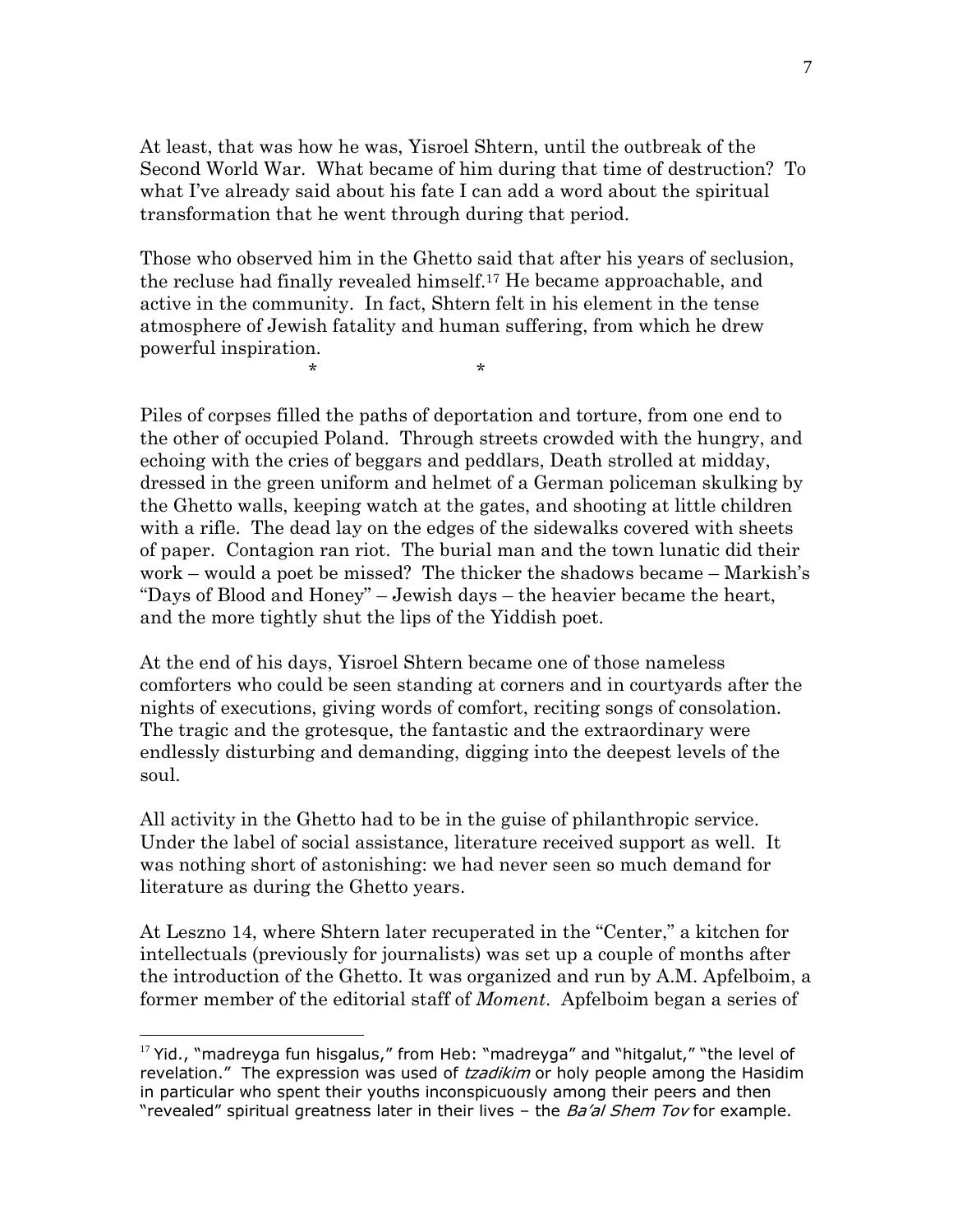At least, that was how he was, Yisroel Shtern, until the outbreak of the Second World War. What became of him during that time of destruction? To what I've already said about his fate I can add a word about the spiritual transformation that he went through during that period.

Those who observed him in the Ghetto said that after his years of seclusion, the recluse had finally revealed himself.[17] He became approachable, and active in the community. In fact, Shtern felt in his element in the tense atmosphere of Jewish fatality and human suffering, from which he drew powerful inspiration.

\* \*

Piles of corpses filled the paths of deportation and torture, from one end to the other of occupied Poland. Through streets crowded with the hungry, and echoing with the cries of beggars and peddlars, Death strolled at midday, dressed in the green uniform and helmet of a German policeman skulking by the Ghetto walls, keeping watch at the gates, and shooting at little children with a rifle. The dead lay on the edges of the sidewalks covered with sheets of paper. Contagion ran riot. The burial man and the town lunatic did their work – would a poet be missed? The thicker the shadows became – Markish's "Days of Blood and Honey" – Jewish days – the heavier became the heart, and the more tightly shut the lips of the Yiddish poet.

At the end of his days, Yisroel Shtern became one of those nameless comforters who could be seen standing at corners and in courtyards after the nights of executions, giving words of comfort, reciting songs of consolation. The tragic and the grotesque, the fantastic and the extraordinary were endlessly disturbing and demanding, digging into the deepest levels of the soul.

All activity in the Ghetto had to be in the guise of philanthropic service. Under the label of social assistance, literature received support as well. It was nothing short of astonishing: we had never seen so much demand for literature as during the Ghetto years.

At Leszno 14, where Shtern later recuperated in the "Center," a kitchen for intellectuals (previously for journalists) was set up a couple of months after the introduction of the Ghetto. It was organized and run by A.M. Apfelboim, a former member of the editorial staff of *Moment*. Apfelboim began a series of

---

[17] Yid., "madreyga fun hisgalus," from Heb: "madreyga" and "hitgalut," "the level of revelation." The expression was used of *tzadikim* or holy people among the Hasidim in particular who spent their youths inconspicuously among their peers and then "revealed" spiritual greatness later in their lives – the *Ba'al Shem Tov* for example.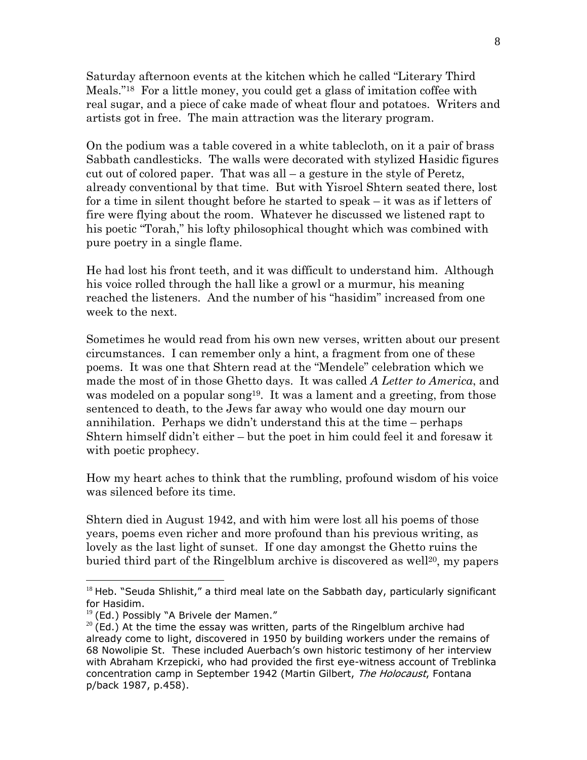Saturday afternoon events at the kitchen which he called "Literary Third Meals."[18] For a little money, you could get a glass of imitation coffee with real sugar, and a piece of cake made of wheat flour and potatoes. Writers and artists got in free. The main attraction was the literary program.

On the podium was a table covered in a white tablecloth, on it a pair of brass Sabbath candlesticks. The walls were decorated with stylized Hasidic figures cut out of colored paper. That was all – a gesture in the style of Peretz, already conventional by that time. But with Yisroel Shtern seated there, lost for a time in silent thought before he started to speak – it was as if letters of fire were flying about the room. Whatever he discussed we listened rapt to his poetic "Torah," his lofty philosophical thought which was combined with pure poetry in a single flame.

He had lost his front teeth, and it was difficult to understand him. Although his voice rolled through the hall like a growl or a murmur, his meaning reached the listeners. And the number of his "hasidim" increased from one week to the next.

Sometimes he would read from his own new verses, written about our present circumstances. I can remember only a hint, a fragment from one of these poems. It was one that Shtern read at the "Mendele" celebration which we made the most of in those Ghetto days. It was called *A Letter to America*, and was modeled on a popular song[19]. It was a lament and a greeting, from those sentenced to death, to the Jews far away who would one day mourn our annihilation. Perhaps we didn't understand this at the time – perhaps Shtern himself didn't either – but the poet in him could feel it and foresaw it with poetic prophecy.

How my heart aches to think that the rumbling, profound wisdom of his voice was silenced before its time.

Shtern died in August 1942, and with him were lost all his poems of those years, poems even richer and more profound than his previous writing, as lovely as the last light of sunset. If one day amongst the Ghetto ruins the buried third part of the Ringelblum archive is discovered as well[20], my papers

---

[18] Heb. "Seuda Shlishit," a third meal late on the Sabbath day, particularly significant for Hasidim.

[19] (Ed.) Possibly "A Brivele der Mamen."

[20] (Ed.) At the time the essay was written, parts of the Ringelblum archive had already come to light, discovered in 1950 by building workers under the remains of 68 Nowolipie St. These included Auerbach's own historic testimony of her interview with Abraham Krzepicki, who had provided the first eye-witness account of Treblinka concentration camp in September 1942 (Martin Gilbert, *The Holocaust*, Fontana p/back 1987, p.458).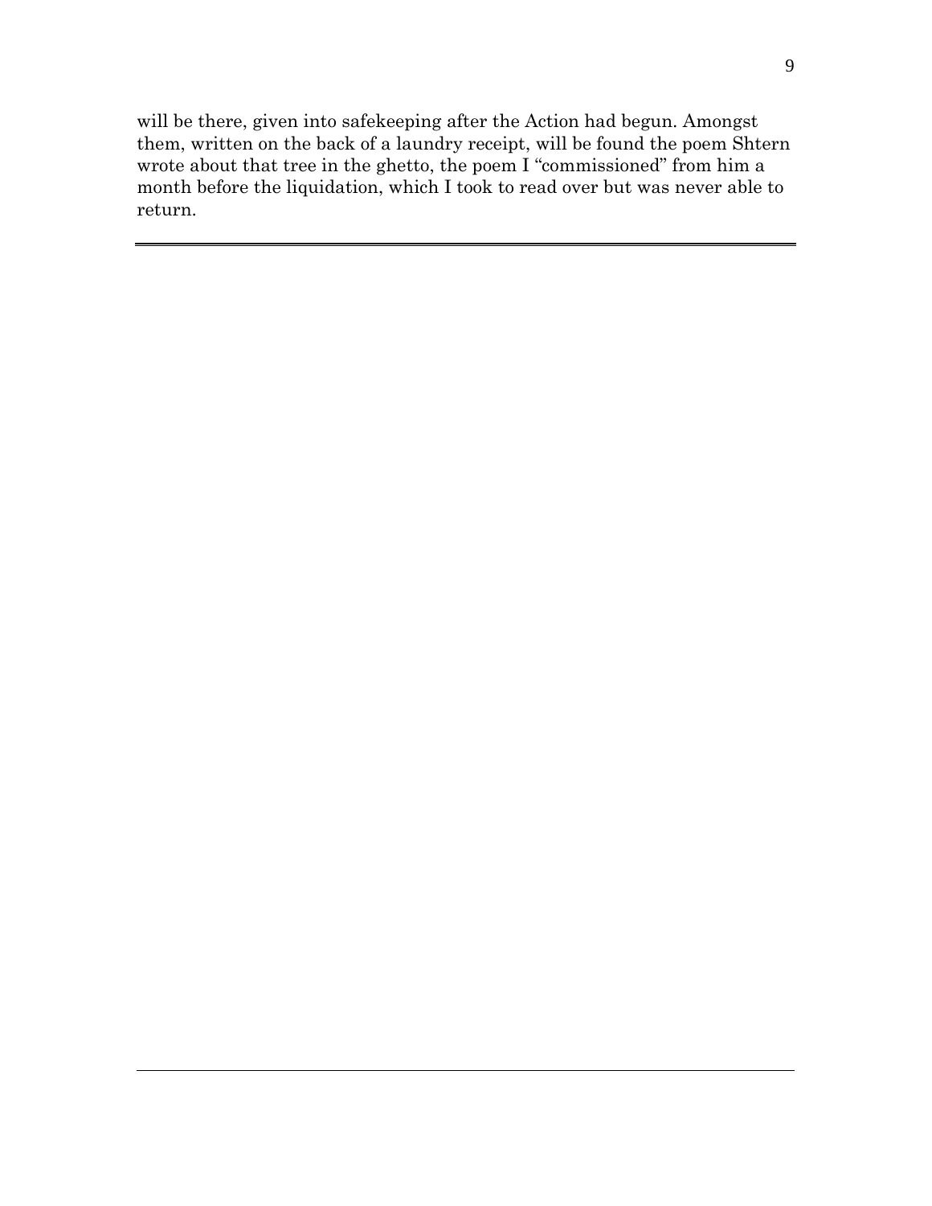will be there, given into safekeeping after the Action had begun. Amongst them, written on the back of a laundry receipt, will be found the poem Shtern wrote about that tree in the ghetto, the poem I "commissioned" from him a month before the liquidation, which I took to read over but was never able to return.

---